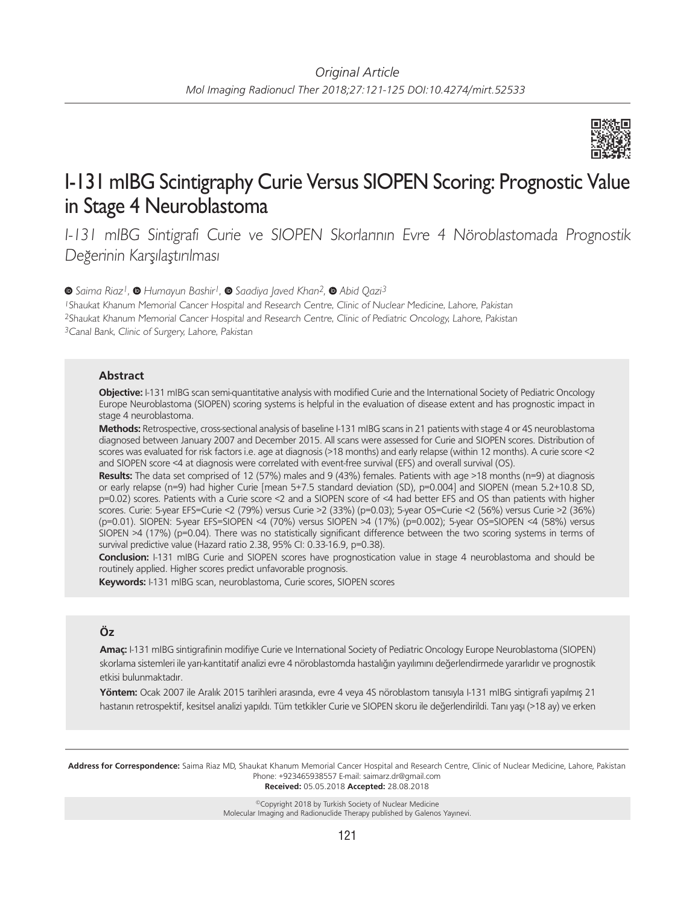*Original Article*

*Mol Imaging Radionucl Ther 2018;27:121-125 DOI:10.4274/mirt.52533*

# I-131 mIBG Scintigraphy Curie Versus SIOPEN Scoring: Prognostic Value in Stage 4 Neuroblastoma

*I-131 mIBG Sintigrafi Curie ve SIOPEN Skorlarının Evre 4 Nöroblastomada Prognostik Değerinin Karşılaştırılması*

*Saima Riaz[1], Humayun Bashir[1], Saadiya Javed Khan[2], Abid Qazi[3]*

*[1]Shaukat Khanum Memorial Cancer Hospital and Research Centre, Clinic of Nuclear Medicine, Lahore, Pakistan*
*[2]Shaukat Khanum Memorial Cancer Hospital and Research Centre, Clinic of Pediatric Oncology, Lahore, Pakistan*
*[3]Canal Bank, Clinic of Surgery, Lahore, Pakistan*

### Abstract

**Objective:** I-131 mIBG scan semi-quantitative analysis with modified Curie and the International Society of Pediatric Oncology Europe Neuroblastoma (SIOPEN) scoring systems is helpful in the evaluation of disease extent and has prognostic impact in stage 4 neuroblastoma.

**Methods:** Retrospective, cross-sectional analysis of baseline I-131 mIBG scans in 21 patients with stage 4 or 4S neuroblastoma diagnosed between January 2007 and December 2015. All scans were assessed for Curie and SIOPEN scores. Distribution of scores was evaluated for risk factors i.e. age at diagnosis (>18 months) and early relapse (within 12 months). A curie score <2 and SIOPEN score <4 at diagnosis were correlated with event-free survival (EFS) and overall survival (OS).

**Results:** The data set comprised of 12 (57%) males and 9 (43%) females. Patients with age >18 months (n=9) at diagnosis or early relapse (n=9) had higher Curie [mean 5+7.5 standard deviation (SD), p=0.004] and SIOPEN (mean 5.2+10.8 SD, p=0.02) scores. Patients with a Curie score <2 and a SIOPEN score of <4 had better EFS and OS than patients with higher scores. Curie: 5-year EFS=Curie <2 (79%) versus Curie >2 (33%) (p=0.03); 5-year OS=Curie <2 (56%) versus Curie >2 (36%) (p=0.01). SIOPEN: 5-year EFS=SIOPEN <4 (70%) versus SIOPEN >4 (17%) (p=0.002); 5-year OS=SIOPEN <4 (58%) versus SIOPEN >4 (17%) (p=0.04). There was no statistically significant difference between the two scoring systems in terms of survival predictive value (Hazard ratio 2.38, 95% CI: 0.33-16.9, p=0.38).

**Conclusion:** I-131 mIBG Curie and SIOPEN scores have prognostication value in stage 4 neuroblastoma and should be routinely applied. Higher scores predict unfavorable prognosis.

**Keywords:** I-131 mIBG scan, neuroblastoma, Curie scores, SIOPEN scores

### Öz

**Amaç:** I-131 mIBG sintigrafinin modifiye Curie ve International Society of Pediatric Oncology Europe Neuroblastoma (SIOPEN) skorlama sistemleri ile yarı-kantitatif analizi evre 4 nöroblastomda hastalığın yayılımını değerlendirmede yararlıdır ve prognostik etkisi bulunmaktadır.

**Yöntem:** Ocak 2007 ile Aralık 2015 tarihleri arasında, evre 4 veya 4S nöroblastom tanısıyla I-131 mIBG sintigrafi yapılmış 21 hastanın retrospektif, kesitsel analizi yapıldı. Tüm tetkikler Curie ve SIOPEN skoru ile değerlendirildi. Tanı yaşı (>18 ay) ve erken

**Address for Correspondence:** Saima Riaz MD, Shaukat Khanum Memorial Cancer Hospital and Research Centre, Clinic of Nuclear Medicine, Lahore, Pakistan
Phone: +923465938557 E-mail: saimarz.dr@gmail.com
**Received:** 05.05.2018 **Accepted:** 28.08.2018

©Copyright 2018 by Turkish Society of Nuclear Medicine
Molecular Imaging and Radionuclide Therapy published by Galenos Yayınevi.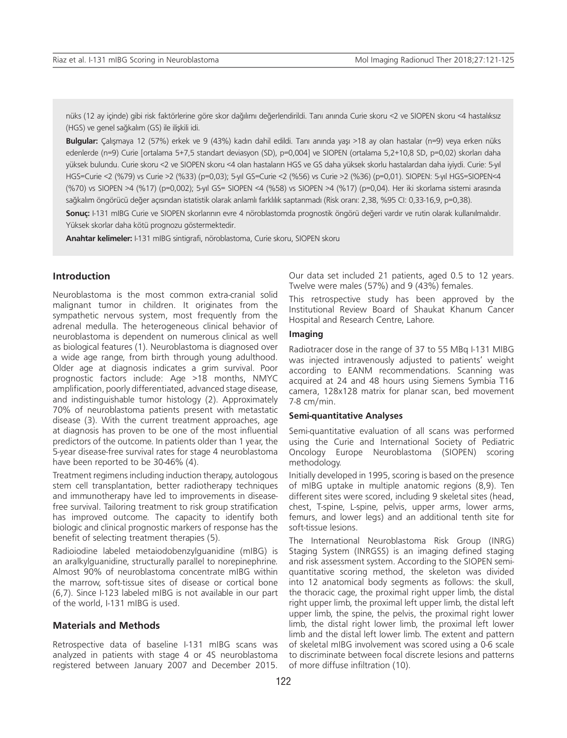nüks (12 ay içinde) gibi risk faktörlerine göre skor dağılımı değerlendirildi. Tanı anında Curie skoru <2 ve SIOPEN skoru <4 hastalıksız (HGS) ve genel sağkalım (GS) ile ilişkili idi.

**Bulgular:** Çalışmaya 12 (57%) erkek ve 9 (43%) kadın dahil edildi. Tanı anında yaşı >18 ay olan hastalar (n=9) veya erken nüks edenlerde (n=9) Curie [ortalama 5+7,5 standart deviasyon (SD), p=0,004] ve SIOPEN (ortalama 5,2+10,8 SD, p=0,02) skorları daha yüksek bulundu. Curie skoru <2 ve SIOPEN skoru <4 olan hastaların HGS ve GS daha yüksek skorlu hastalardan daha iyiydi. Curie: 5-yıl HGS=Curie <2 (%79) vs Curie >2 (%33) (p=0,03); 5-yıl GS=Curie <2 (%56) vs Curie >2 (%36) (p=0,01). SIOPEN: 5-yıl HGS=SIOPEN<4 (%70) vs SIOPEN >4 (%17) (p=0,002); 5-yıl GS= SIOPEN <4 (%58) vs SIOPEN >4 (%17) (p=0,04). Her iki skorlama sistemi arasında sağkalım öngörücü değer açısından istatistik olarak anlamlı farklılık saptanmadı (Risk oranı: 2,38, %95 CI: 0,33-16,9, p=0,38).

**Sonuç:** I-131 mIBG Curie ve SIOPEN skorlarının evre 4 nöroblastomda prognostik öngörü değeri vardır ve rutin olarak kullanılmalıdır. Yüksek skorlar daha kötü prognozu göstermektedir.

**Anahtar kelimeler:** I-131 mIBG sintigrafi, nöroblastoma, Curie skoru, SIOPEN skoru

## Introduction

Neuroblastoma is the most common extra-cranial solid malignant tumor in children. It originates from the sympathetic nervous system, most frequently from the adrenal medulla. The heterogeneous clinical behavior of neuroblastoma is dependent on numerous clinical as well as biological features (1). Neuroblastoma is diagnosed over a wide age range, from birth through young adulthood. Older age at diagnosis indicates a grim survival. Poor prognostic factors include: Age >18 months, NMYC amplification, poorly differentiated, advanced stage disease, and indistinguishable tumor histology (2). Approximately 70% of neuroblastoma patients present with metastatic disease (3). With the current treatment approaches, age at diagnosis has proven to be one of the most influential predictors of the outcome. In patients older than 1 year, the 5-year disease-free survival rates for stage 4 neuroblastoma have been reported to be 30-46% (4).

Treatment regimens including induction therapy, autologous stem cell transplantation, better radiotherapy techniques and immunotherapy have led to improvements in disease-free survival. Tailoring treatment to risk group stratification has improved outcome. The capacity to identify both biologic and clinical prognostic markers of response has the benefit of selecting treatment therapies (5).

Radioiodine labeled metaiodobenzylguanidine (mIBG) is an aralkylguanidine, structurally parallel to norepinephrine. Almost 90% of neuroblastoma concentrate mIBG within the marrow, soft-tissue sites of disease or cortical bone (6,7). Since I-123 labeled mIBG is not available in our part of the world, I-131 mIBG is used.

## Materials and Methods

Retrospective data of baseline I-131 mIBG scans was analyzed in patients with stage 4 or 4S neuroblastoma registered between January 2007 and December 2015. Our data set included 21 patients, aged 0.5 to 12 years. Twelve were males (57%) and 9 (43%) females.

This retrospective study has been approved by the Institutional Review Board of Shaukat Khanum Cancer Hospital and Research Centre, Lahore.

### Imaging

Radiotracer dose in the range of 37 to 55 MBq I-131 MIBG was injected intravenously adjusted to patients' weight according to EANM recommendations. Scanning was acquired at 24 and 48 hours using Siemens Symbia T16 camera, 128x128 matrix for planar scan, bed movement 7-8 cm/min.

### Semi-quantitative Analyses

Semi-quantitative evaluation of all scans was performed using the Curie and International Society of Pediatric Oncology Europe Neuroblastoma (SIOPEN) scoring methodology.

Initially developed in 1995, scoring is based on the presence of mIBG uptake in multiple anatomic regions (8,9). Ten different sites were scored, including 9 skeletal sites (head, chest, T-spine, L-spine, pelvis, upper arms, lower arms, femurs, and lower legs) and an additional tenth site for soft-tissue lesions.

The International Neuroblastoma Risk Group (INRG) Staging System (INRGSS) is an imaging defined staging and risk assessment system. According to the SIOPEN semi-quantitative scoring method, the skeleton was divided into 12 anatomical body segments as follows: the skull, the thoracic cage, the proximal right upper limb, the distal right upper limb, the proximal left upper limb, the distal left upper limb, the spine, the pelvis, the proximal right lower limb, the distal right lower limb, the proximal left lower limb and the distal left lower limb. The extent and pattern of skeletal mIBG involvement was scored using a 0-6 scale to discriminate between focal discrete lesions and patterns of more diffuse infiltration (10).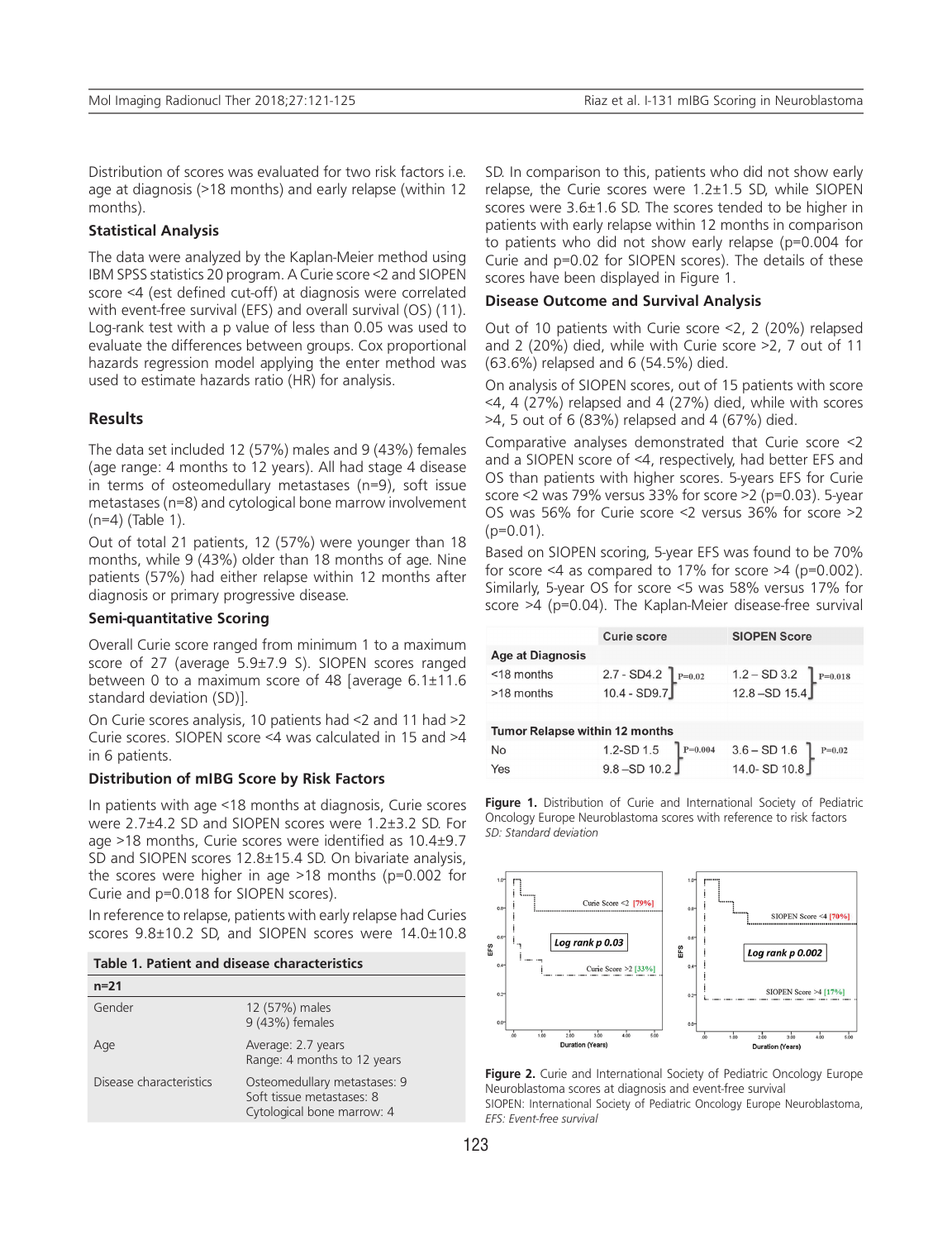Distribution of scores was evaluated for two risk factors i.e. age at diagnosis (>18 months) and early relapse (within 12 months).

### Statistical Analysis

The data were analyzed by the Kaplan-Meier method using IBM SPSS statistics 20 program. A Curie score <2 and SIOPEN score <4 (est defined cut-off) at diagnosis were correlated with event-free survival (EFS) and overall survival (OS) (11). Log-rank test with a p value of less than 0.05 was used to evaluate the differences between groups. Cox proportional hazards regression model applying the enter method was used to estimate hazards ratio (HR) for analysis.

## Results

The data set included 12 (57%) males and 9 (43%) females (age range: 4 months to 12 years). All had stage 4 disease in terms of osteomedullary metastases (n=9), soft issue metastases (n=8) and cytological bone marrow involvement (n=4) (Table 1).

Out of total 21 patients, 12 (57%) were younger than 18 months, while 9 (43%) older than 18 months of age. Nine patients (57%) had either relapse within 12 months after diagnosis or primary progressive disease.

### Semi-quantitative Scoring

Overall Curie score ranged from minimum 1 to a maximum score of 27 (average 5.9±7.9 S). SIOPEN scores ranged between 0 to a maximum score of 48 [average 6.1±11.6 standard deviation (SD)].

On Curie scores analysis, 10 patients had <2 and 11 had >2 Curie scores. SIOPEN score <4 was calculated in 15 and >4 in 6 patients.

### Distribution of mIBG Score by Risk Factors

In patients with age <18 months at diagnosis, Curie scores were 2.7±4.2 SD and SIOPEN scores were 1.2±3.2 SD. For age >18 months, Curie scores were identified as 10.4±9.7 SD and SIOPEN scores 12.8±15.4 SD. On bivariate analysis, the scores were higher in age >18 months (p=0.002 for Curie and p=0.018 for SIOPEN scores).

In reference to relapse, patients with early relapse had Curies scores 9.8±10.2 SD, and SIOPEN scores were 14.0±10.8 SD. In comparison to this, patients who did not show early relapse, the Curie scores were 1.2±1.5 SD, while SIOPEN scores were 3.6±1.6 SD. The scores tended to be higher in patients with early relapse within 12 months in comparison to patients who did not show early relapse (p=0.004 for Curie and p=0.02 for SIOPEN scores). The details of these scores have been displayed in Figure 1.

**Table 1. Patient and disease characteristics**

| n=21 | |
|---|---|
| Gender | 12 (57%) males<br>9 (43%) females |
| Age | Average: 2.7 years<br>Range: 4 months to 12 years |
| Disease characteristics | Osteomedullary metastases: 9<br>Soft tissue metastases: 8<br>Cytological bone marrow: 4 |

### Disease Outcome and Survival Analysis

Out of 10 patients with Curie score <2, 2 (20%) relapsed and 2 (20%) died, while with Curie score >2, 7 out of 11 (63.6%) relapsed and 6 (54.5%) died.

On analysis of SIOPEN scores, out of 15 patients with score <4, 4 (27%) relapsed and 4 (27%) died, while with scores >4, 5 out of 6 (83%) relapsed and 4 (67%) died.

Comparative analyses demonstrated that Curie score <2 and a SIOPEN score of <4, respectively, had better EFS and OS than patients with higher scores. 5-years EFS for Curie score <2 was 79% versus 33% for score >2 (p=0.03). 5-year OS was 56% for Curie score <2 versus 36% for score >2 (p=0.01).

Based on SIOPEN scoring, 5-year EFS was found to be 70% for score <4 as compared to 17% for score >4 (p=0.002). Similarly, 5-year OS for score <5 was 58% versus 17% for score >4 (p=0.04). The Kaplan-Meier disease-free survival

| | Curie score | | SIOPEN Score | |
|---|---|---|---|---|
| **Age at Diagnosis** | | | | |
| <18 months | 2.7 - SD4.2 | P=0.02 | 1.2 – SD 3.2 | P=0.018 |
| >18 months | 10.4 - SD9.7 | | 12.8 –SD 15.4 | |
| **Tumor Relapse within 12 months** | | | | |
| No | 1.2-SD 1.5 | P=0.004 | 3.6 – SD 1.6 | P=0.02 |
| Yes | 9.8 –SD 10.2 | | 14.0- SD 10.8 | |

**Figure 1.** Distribution of Curie and International Society of Pediatric Oncology Europe Neuroblastoma scores with reference to risk factors
*SD: Standard deviation*

**Figure 2.** Curie and International Society of Pediatric Oncology Europe Neuroblastoma scores at diagnosis and event-free survival
SIOPEN: International Society of Pediatric Oncology Europe Neuroblastoma, *EFS: Event-free survival*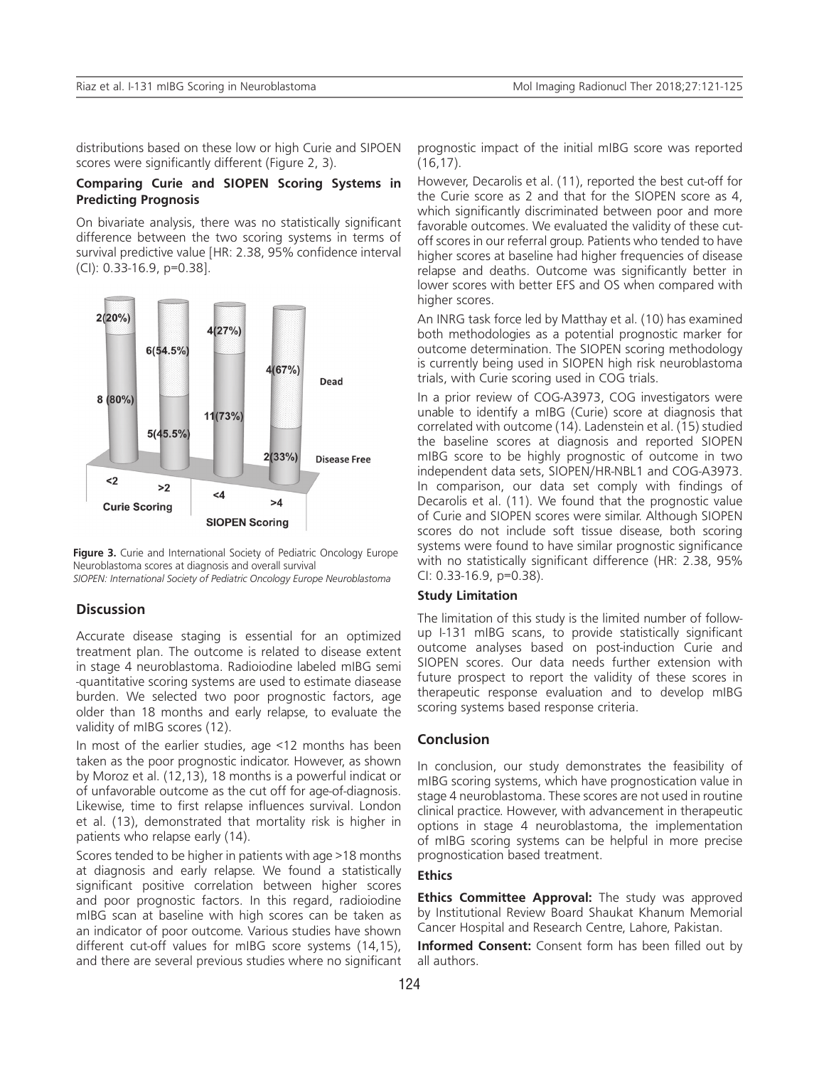distributions based on these low or high Curie and SIPOEN scores were significantly different (Figure 2, 3).

### Comparing Curie and SIOPEN Scoring Systems in Predicting Prognosis

On bivariate analysis, there was no statistically significant difference between the two scoring systems in terms of survival predictive value [HR: 2.38, 95% confidence interval (CI): 0.33-16.9, p=0.38].

**Figure 3.** Curie and International Society of Pediatric Oncology Europe Neuroblastoma scores at diagnosis and overall survival
*SIOPEN: International Society of Pediatric Oncology Europe Neuroblastoma*

## Discussion

Accurate disease staging is essential for an optimized treatment plan. The outcome is related to disease extent in stage 4 neuroblastoma. Radioiodine labeled mIBG semi -quantitative scoring systems are used to estimate diasease burden. We selected two poor prognostic factors, age older than 18 months and early relapse, to evaluate the validity of mIBG scores (12).

In most of the earlier studies, age <12 months has been taken as the poor prognostic indicator. However, as shown by Moroz et al. (12,13), 18 months is a powerful indicat or of unfavorable outcome as the cut off for age-of-diagnosis. Likewise, time to first relapse influences survival. London et al. (13), demonstrated that mortality risk is higher in patients who relapse early (14).

Scores tended to be higher in patients with age >18 months at diagnosis and early relapse. We found a statistically significant positive correlation between higher scores and poor prognostic factors. In this regard, radioiodine mIBG scan at baseline with high scores can be taken as an indicator of poor outcome. Various studies have shown different cut-off values for mIBG score systems (14,15), and there are several previous studies where no significant prognostic impact of the initial mIBG score was reported (16,17).

However, Decarolis et al. (11), reported the best cut-off for the Curie score as 2 and that for the SIOPEN score as 4, which significantly discriminated between poor and more favorable outcomes. We evaluated the validity of these cut-off scores in our referral group. Patients who tended to have higher scores at baseline had higher frequencies of disease relapse and deaths. Outcome was significantly better in lower scores with better EFS and OS when compared with higher scores.

An INRG task force led by Matthay et al. (10) has examined both methodologies as a potential prognostic marker for outcome determination. The SIOPEN scoring methodology is currently being used in SIOPEN high risk neuroblastoma trials, with Curie scoring used in COG trials.

In a prior review of COG-A3973, COG investigators were unable to identify a mIBG (Curie) score at diagnosis that correlated with outcome (14). Ladenstein et al. (15) studied the baseline scores at diagnosis and reported SIOPEN mIBG score to be highly prognostic of outcome in two independent data sets, SIOPEN/HR-NBL1 and COG-A3973. In comparison, our data set comply with findings of Decarolis et al. (11). We found that the prognostic value of Curie and SIOPEN scores were similar. Although SIOPEN scores do not include soft tissue disease, both scoring systems were found to have similar prognostic significance with no statistically significant difference (HR: 2.38, 95% CI: 0.33-16.9, p=0.38).

### Study Limitation

The limitation of this study is the limited number of follow-up I-131 mIBG scans, to provide statistically significant outcome analyses based on post-induction Curie and SIOPEN scores. Our data needs further extension with future prospect to report the validity of these scores in therapeutic response evaluation and to develop mIBG scoring systems based response criteria.

## Conclusion

In conclusion, our study demonstrates the feasibility of mIBG scoring systems, which have prognostication value in stage 4 neuroblastoma. These scores are not used in routine clinical practice. However, with advancement in therapeutic options in stage 4 neuroblastoma, the implementation of mIBG scoring systems can be helpful in more precise prognostication based treatment.

### Ethics

**Ethics Committee Approval:** The study was approved by Institutional Review Board Shaukat Khanum Memorial Cancer Hospital and Research Centre, Lahore, Pakistan.

**Informed Consent:** Consent form has been filled out by all authors.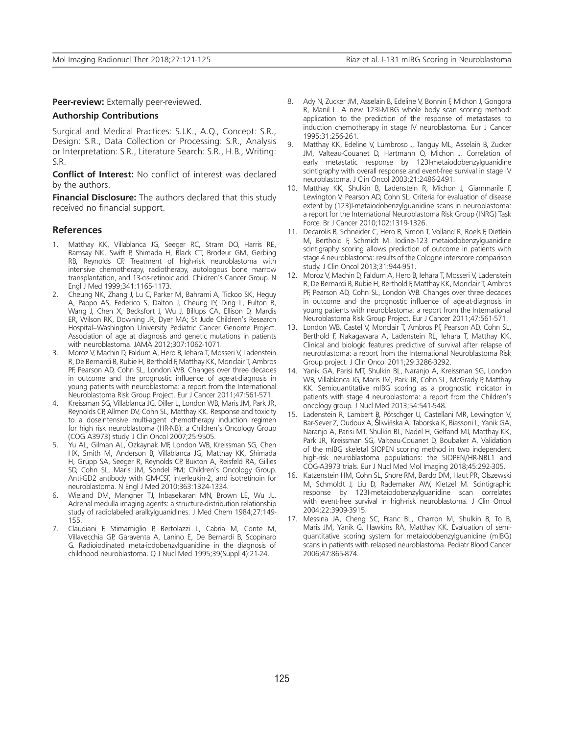**Peer-review:** Externally peer-reviewed.

**Authorship Contributions**

Surgical and Medical Practices: S.J.K., A.Q., Concept: S.R., Design: S.R., Data Collection or Processing: S.R., Analysis or Interpretation: S.R., Literature Search: S.R., H.B., Writing: S.R.

**Conflict of Interest:** No conflict of interest was declared by the authors.

**Financial Disclosure:** The authors declared that this study received no financial support.

## References

1. Matthay KK, Villablanca JG, Seeger RC, Stram DO, Harris RE, Ramsay NK, Swift P, Shimada H, Black CT, Brodeur GM, Gerbing RB, Reynolds CP. Treatment of high-risk neuroblastoma with intensive chemotherapy, radiotherapy, autologous bone marrow transplantation, and 13-cis-retinoic acid. Children's Cancer Group. N Engl J Med 1999;341:1165-1173.
2. Cheung NK, Zhang J, Lu C, Parker M, Bahrami A, Tickoo SK, Heguy A, Pappo AS, Federico S, Dalton J, Cheung IY, Ding L, Fulton R, Wang J, Chen X, Becksfort J, Wu J, Billups CA, Ellison D, Mardis ER, Wilson RK, Downing JR, Dyer MA; St Jude Children's Research Hospital–Washington University Pediatric Cancer Genome Project. Association of age at diagnosis and genetic mutations in patients with neuroblastoma. JAMA 2012;307:1062-1071.
3. Moroz V, Machin D, Faldum A, Hero B, Iehara T, Mosseri V, Ladenstein R, De Bernardi B, Rubie H, Berthold F, Matthay KK, Monclair T, Ambros PF, Pearson AD, Cohn SL, London WB. Changes over three decades in outcome and the prognostic influence of age-at-diagnosis in young patients with neuroblastoma: a report from the International Neuroblastoma Risk Group Project. Eur J Cancer 2011;47:561-571.
4. Kreissman SG, Villablanca JG, Diller L, London WB, Maris JM, Park JR, Reynolds CP, Allmen DV, Cohn SL, Matthay KK. Response and toxicity to a doseintensive multi-agent chemotherapy induction regimen for high risk neuroblastoma (HR-NB): a Children's Oncology Group (COG A3973) study. J Clin Oncol 2007;25:9505.
5. Yu AL, Gilman AL, Ozkaynak MF, London WB, Kreissman SG, Chen HX, Smith M, Anderson B, Villablanca JG, Matthay KK, Shimada H, Grupp SA, Seeger R, Reynolds CP, Buxton A, Reisfeld RA, Gillies SD, Cohn SL, Maris JM, Sondel PM; Children's Oncology Group. Anti-GD2 antibody with GM-CSF, interleukin-2, and isotretinoin for neuroblastoma. N Engl J Med 2010;363:1324-1334.
6. Wieland DM, Mangner TJ, Inbasekaran MN, Brown LE, Wu JL. Adrenal medulla imaging agents: a structure-distribution relationship study of radiolabeled aralkylguanidines. J Med Chem 1984;27:149-155.
7. Claudiani F, Stimamiglio P, Bertolazzi L, Cabria M, Conte M, Villavecchia GP, Garaventa A, Lanino E, De Bernardi B, Scopinaro G. Radioiodinated meta-iodobenzylguanidine in the diagnosis of childhood neuroblastoma. Q J Nucl Med 1995;39(Suppl 4):21-24.
8. Ady N, Zucker JM, Asselain B, Edeline V, Bonnin F, Michon J, Gongora R, Manil L. A new 123I-MIBG whole body scan scoring method: application to the prediction of the response of metastases to induction chemotherapy in stage IV neuroblastoma. Eur J Cancer 1995;31:256-261.
9. Matthay KK, Edeline V, Lumbroso J, Tanguy ML, Asselain B, Zucker JM, Valteau-Couanet D, Hartmann O, Michon J. Correlation of early metastatic response by 123I-metaiodobenzylguanidine scintigraphy with overall response and event-free survival in stage IV neuroblastoma. J Clin Oncol 2003;21:2486-2491.
10. Matthay KK, Shulkin B, Ladenstein R, Michon J, Giammarile F, Lewington V, Pearson AD, Cohn SL. Criteria for evaluation of disease extent by (123)I-metaiodobenzylguanidine scans in neuroblastoma: a report for the International Neuroblastoma Risk Group (INRG) Task Force. Br J Cancer 2010;102:1319-1326.
11. Decarolis B, Schneider C, Hero B, Simon T, Volland R, Roels F, Dietlein M, Berthold F, Schmidt M. Iodine-123 metaiodobenzylguanidine scintigraphy scoring allows prediction of outcome in patients with stage 4 neuroblastoma: results of the Cologne interscore comparison study. J Clin Oncol 2013;31:944-951.
12. Moroz V, Machin D, Faldum A, Hero B, Iehara T, Mosseri V, Ladenstein R, De Bernardi B, Rubie H, Berthold F, Matthay KK, Monclair T, Ambros PF, Pearson AD, Cohn SL, London WB. Changes over three decades in outcome and the prognostic influence of age-at-diagnosis in young patients with neuroblastoma: a report from the International Neuroblastoma Risk Group Project. Eur J Cancer 2011;47:561-571.
13. London WB, Castel V, Monclair T, Ambros PF, Pearson AD, Cohn SL, Berthold F, Nakagawara A, Ladenstein RL, Iehara T, Matthay KK. Clinical and biologic features predictive of survival after relapse of neuroblastoma: a report from the International Neuroblastoma Risk Group project. J Clin Oncol 2011;29:3286-3292.
14. Yanik GA, Parisi MT, Shulkin BL, Naranjo A, Kreissman SG, London WB, Villablanca JG, Maris JM, Park JR, Cohn SL, McGrady P, Matthay KK. Semiquantitative mIBG scoring as a prognostic indicator in patients with stage 4 neuroblastoma: a report from the Children's oncology group. J Nucl Med 2013;54:541-548.
15. Ladenstein R, Lambert B, Pötschger U, Castellani MR, Lewington V, Bar-Sever Z, Oudoux A, Śliwińska A, Taborska K, Biassoni L, Yanik GA, Naranjo A, Parisi MT, Shulkin BL, Nadel H, Gelfand MJ, Matthay KK, Park JR, Kreissman SG, Valteau-Couanet D, Boubaker A. Validation of the mIBG skeletal SIOPEN scoring method in two independent high-risk neuroblastoma populations: the SIOPEN/HR-NBL1 and COG-A3973 trials. Eur J Nucl Med Mol Imaging 2018;45:292-305.
16. Katzenstein HM, Cohn SL, Shore RM, Bardo DM, Haut PR, Olszewski M, Schmoldt J, Liu D, Rademaker AW, Kletzel M. Scintigraphic response by 123I-metaiodobenzylguanidine scan correlates with event-free survival in high-risk neuroblastoma. J Clin Oncol 2004;22:3909-3915.
17. Messina JA, Cheng SC, Franc BL, Charron M, Shulkin B, To B, Maris JM, Yanik G, Hawkins RA, Matthay KK. Evaluation of semi-quantitative scoring system for metaiodobenzylguanidine (mIBG) scans in patients with relapsed neuroblastoma. Pediatr Blood Cancer 2006;47:865-874.